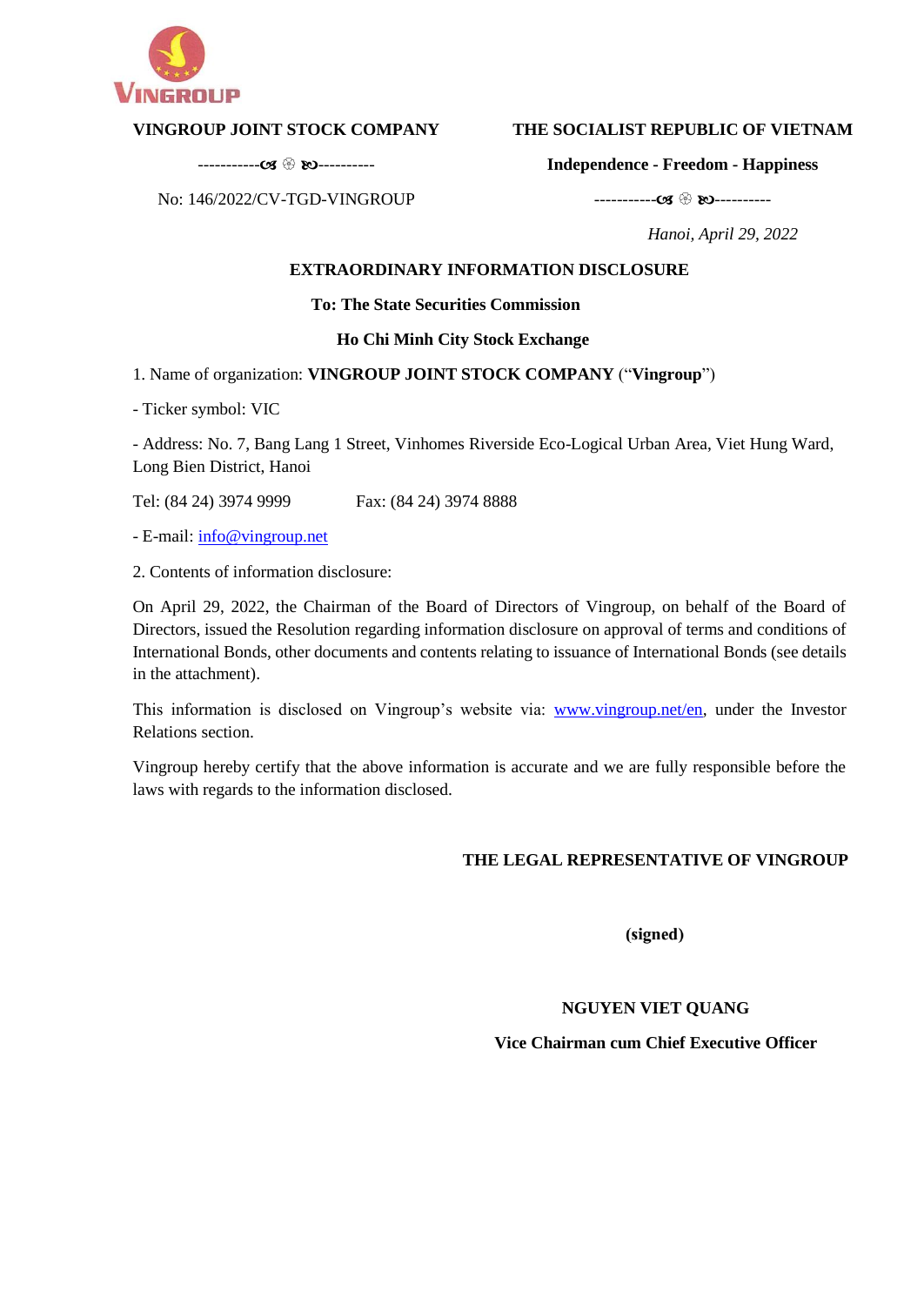**VINGROUP JOINT STOCK COMPANY**

-----------꧁ ❀ ꧂----------

No: 146/2022/CV-TGD-VINGROUP

**THE SOCIALIST REPUBLIC OF VIETNAM**

**Independence - Freedom - Happiness**

-----------꧁ ❀ ꧂----------

*Hanoi, April 29, 2022*

**EXTRAORDINARY INFORMATION DISCLOSURE**

**To: The State Securities Commission**

**Ho Chi Minh City Stock Exchange**

1. Name of organization: **VINGROUP JOINT STOCK COMPANY** ("**Vingroup**")

- Ticker symbol: VIC

- Address: No. 7, Bang Lang 1 Street, Vinhomes Riverside Eco-Logical Urban Area, Viet Hung Ward, Long Bien District, Hanoi

Tel: (84 24) 3974 9999 Fax: (84 24) 3974 8888

- E-mail: info@vingroup.net

2. Contents of information disclosure:

On April 29, 2022, the Chairman of the Board of Directors of Vingroup, on behalf of the Board of Directors, issued the Resolution regarding information disclosure on approval of terms and conditions of International Bonds, other documents and contents relating to issuance of International Bonds (see details in the attachment).

This information is disclosed on Vingroup's website via: www.vingroup.net/en, under the Investor Relations section.

Vingroup hereby certify that the above information is accurate and we are fully responsible before the laws with regards to the information disclosed.

**THE LEGAL REPRESENTATIVE OF VINGROUP**

**(signed)**

**NGUYEN VIET QUANG**

**Vice Chairman cum Chief Executive Officer**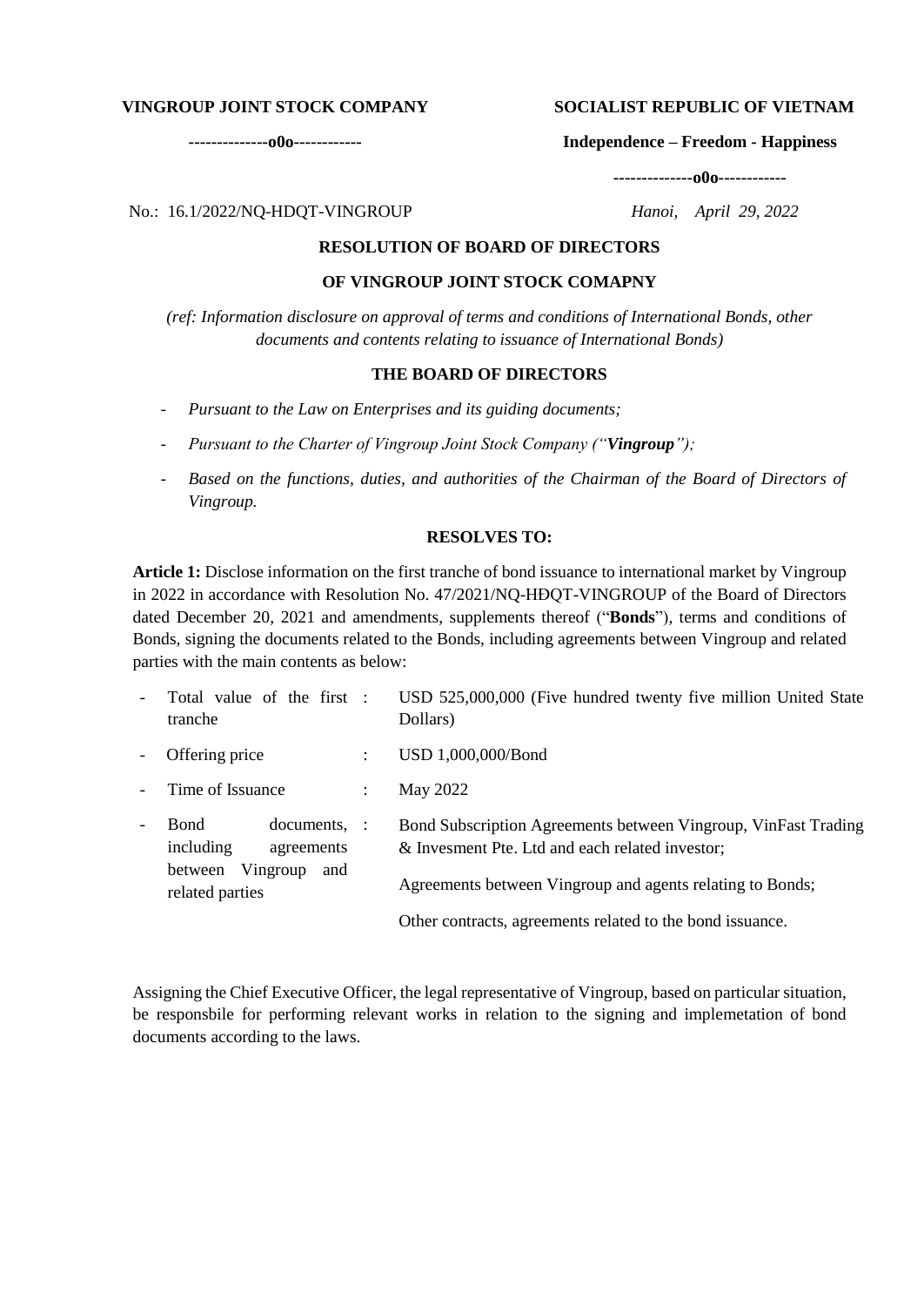| | |
|---|---|
| **VINGROUP JOINT STOCK COMPANY** | **SOCIALIST REPUBLIC OF VIETNAM** |
| **--------------o0o------------** | **Independence – Freedom - Happiness** |
| | **--------------o0o------------** |
| No.: 16.1/2022/NQ-HDQT-VINGROUP | *Hanoi, April 29, 2022* |

**RESOLUTION OF BOARD OF DIRECTORS**

**OF VINGROUP JOINT STOCK COMAPNY**

*(ref: Information disclosure on approval of terms and conditions of International Bonds, other documents and contents relating to issuance of International Bonds)*

**THE BOARD OF DIRECTORS**

- *Pursuant to the Law on Enterprises and its guiding documents;*
- *Pursuant to the Charter of Vingroup Joint Stock Company ("**Vingroup**");*
- *Based on the functions, duties, and authorities of the Chairman of the Board of Directors of Vingroup.*

**RESOLVES TO:**

**Article 1:** Disclose information on the first tranche of bond issuance to international market by Vingroup in 2022 in accordance with Resolution No. 47/2021/NQ-HĐQT-VINGROUP of the Board of Directors dated December 20, 2021 and amendments, supplements thereof ("**Bonds**"), terms and conditions of Bonds, signing the documents related to the Bonds, including agreements between Vingroup and related parties with the main contents as below:

| | | |
|---|---|---|
| - Total value of the first tranche | : | USD 525,000,000 (Five hundred twenty five million United State Dollars) |
| - Offering price | : | USD 1,000,000/Bond |
| - Time of Issuance | : | May 2022 |
| - Bond documents, including agreements between Vingroup and related parties | : | Bond Subscription Agreements between Vingroup, VinFast Trading & Invesment Pte. Ltd and each related investor;<br>Agreements between Vingroup and agents relating to Bonds;<br>Other contracts, agreements related to the bond issuance. |

Assigning the Chief Executive Officer, the legal representative of Vingroup, based on particular situation, be responsbile for performing relevant works in relation to the signing and implemetation of bond documents according to the laws.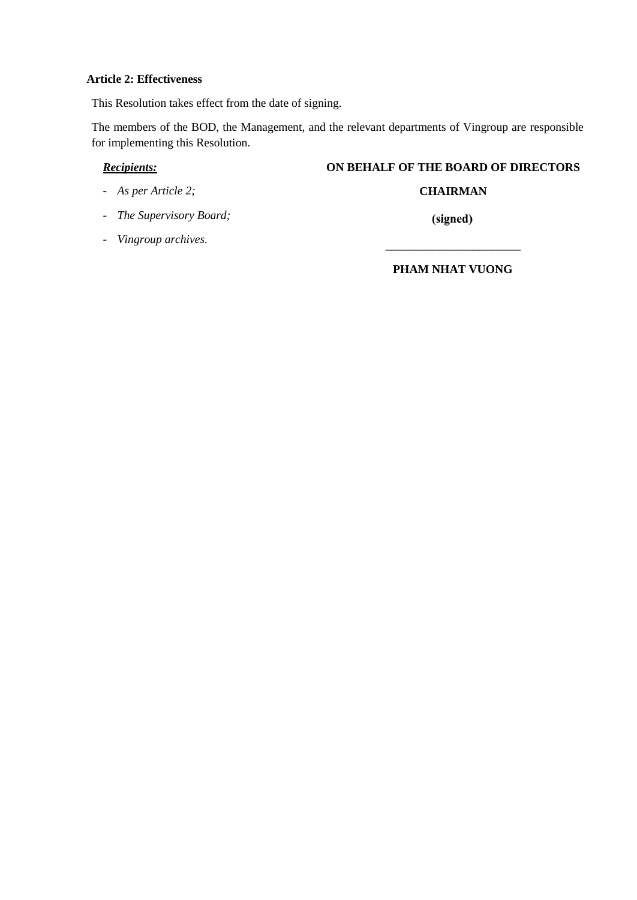**Article 2: Effectiveness**

This Resolution takes effect from the date of signing.

The members of the BOD, the Management, and the relevant departments of Vingroup are responsible for implementing this Resolution.

***Recipients:***

- *As per Article 2;*
- *The Supervisory Board;*
- *Vingroup archives.*

**ON BEHALF OF THE BOARD OF DIRECTORS**

**CHAIRMAN**

**(signed)**

______________________

**PHAM NHAT VUONG**